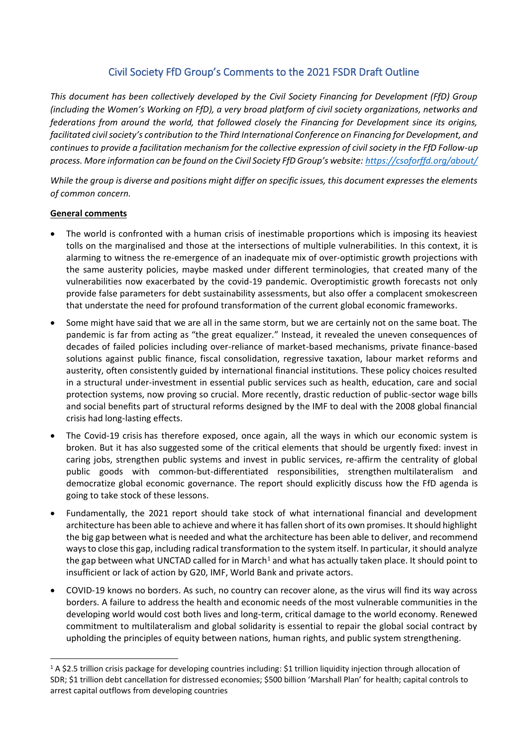# Civil Society FfD Group's Comments to the 2021 FSDR Draft Outline

*This document has been collectively developed by the Civil Society Financing for Development (FfD) Group (including the Women's Working on FfD), a very broad platform of civil society organizations, networks and federations from around the world, that followed closely the Financing for Development since its origins, facilitated civil society's contribution to the Third International Conference on Financing for Development, and continues to provide a facilitation mechanism for the collective expression of civil society in the FfD Follow-up process. More information can be found on the Civil Society FfD Group's website: [https://csoforffd.org/about/](https://csoforffd.org/about/)*

*While the group is diverse and positions might differ on specific issues, this document expresses the elements of common concern.*

**General comments**

- The world is confronted with a human crisis of inestimable proportions which is imposing its heaviest tolls on the marginalised and those at the intersections of multiple vulnerabilities. In this context, it is alarming to witness the re-emergence of an inadequate mix of over-optimistic growth projections with the same austerity policies, maybe masked under different terminologies, that created many of the vulnerabilities now exacerbated by the covid-19 pandemic. Overoptimistic growth forecasts not only provide false parameters for debt sustainability assessments, but also offer a complacent smokescreen that understate the need for profound transformation of the current global economic frameworks.
- Some might have said that we are all in the same storm, but we are certainly not on the same boat. The pandemic is far from acting as "the great equalizer." Instead, it revealed the uneven consequences of decades of failed policies including over-reliance of market-based mechanisms, private finance-based solutions against public finance, fiscal consolidation, regressive taxation, labour market reforms and austerity, often consistently guided by international financial institutions. These policy choices resulted in a structural under-investment in essential public services such as health, education, care and social protection systems, now proving so crucial. More recently, drastic reduction of public-sector wage bills and social benefits part of structural reforms designed by the IMF to deal with the 2008 global financial crisis had long-lasting effects.
- The Covid-19 crisis has therefore exposed, once again, all the ways in which our economic system is broken. But it has also suggested some of the critical elements that should be urgently fixed: invest in caring jobs, strengthen public systems and invest in public services, re-affirm the centrality of global public goods with common-but-differentiated responsibilities, strengthen multilateralism and democratize global economic governance. The report should explicitly discuss how the FfD agenda is going to take stock of these lessons.
- Fundamentally, the 2021 report should take stock of what international financial and development architecture has been able to achieve and where it has fallen short of its own promises. It should highlight the big gap between what is needed and what the architecture has been able to deliver, and recommend ways to close this gap, including radical transformation to the system itself. In particular, it should analyze the gap between what UNCTAD called for in March[1] and what has actually taken place. It should point to insufficient or lack of action by G20, IMF, World Bank and private actors.
- COVID-19 knows no borders. As such, no country can recover alone, as the virus will find its way across borders. A failure to address the health and economic needs of the most vulnerable communities in the developing world would cost both lives and long-term, critical damage to the world economy. Renewed commitment to multilateralism and global solidarity is essential to repair the global social contract by upholding the principles of equity between nations, human rights, and public system strengthening.

[1] A $2.5 trillion crisis package for developing countries including: $1 trillion liquidity injection through allocation of SDR; $1 trillion debt cancellation for distressed economies; $500 billion 'Marshall Plan' for health; capital controls to arrest capital outflows from developing countries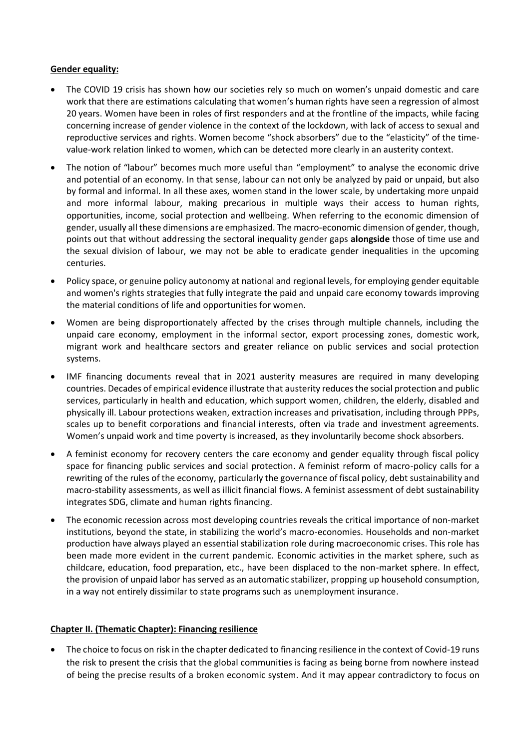**Gender equality:**

- The COVID 19 crisis has shown how our societies rely so much on women's unpaid domestic and care work that there are estimations calculating that women's human rights have seen a regression of almost 20 years. Women have been in roles of first responders and at the frontline of the impacts, while facing concerning increase of gender violence in the context of the lockdown, with lack of access to sexual and reproductive services and rights. Women become "shock absorbers" due to the "elasticity" of the time-value-work relation linked to women, which can be detected more clearly in an austerity context.
- The notion of "labour" becomes much more useful than "employment" to analyse the economic drive and potential of an economy. In that sense, labour can not only be analyzed by paid or unpaid, but also by formal and informal. In all these axes, women stand in the lower scale, by undertaking more unpaid and more informal labour, making precarious in multiple ways their access to human rights, opportunities, income, social protection and wellbeing. When referring to the economic dimension of gender, usually all these dimensions are emphasized. The macro-economic dimension of gender, though, points out that without addressing the sectoral inequality gender gaps **alongside** those of time use and the sexual division of labour, we may not be able to eradicate gender inequalities in the upcoming centuries.
- Policy space, or genuine policy autonomy at national and regional levels, for employing gender equitable and women's rights strategies that fully integrate the paid and unpaid care economy towards improving the material conditions of life and opportunities for women.
- Women are being disproportionately affected by the crises through multiple channels, including the unpaid care economy, employment in the informal sector, export processing zones, domestic work, migrant work and healthcare sectors and greater reliance on public services and social protection systems.
- IMF financing documents reveal that in 2021 austerity measures are required in many developing countries. Decades of empirical evidence illustrate that austerity reduces the social protection and public services, particularly in health and education, which support women, children, the elderly, disabled and physically ill. Labour protections weaken, extraction increases and privatisation, including through PPPs, scales up to benefit corporations and financial interests, often via trade and investment agreements. Women's unpaid work and time poverty is increased, as they involuntarily become shock absorbers.
- A feminist economy for recovery centers the care economy and gender equality through fiscal policy space for financing public services and social protection. A feminist reform of macro-policy calls for a rewriting of the rules of the economy, particularly the governance of fiscal policy, debt sustainability and macro-stability assessments, as well as illicit financial flows. A feminist assessment of debt sustainability integrates SDG, climate and human rights financing.
- The economic recession across most developing countries reveals the critical importance of non-market institutions, beyond the state, in stabilizing the world's macro-economies. Households and non-market production have always played an essential stabilization role during macroeconomic crises. This role has been made more evident in the current pandemic. Economic activities in the market sphere, such as childcare, education, food preparation, etc., have been displaced to the non-market sphere. In effect, the provision of unpaid labor has served as an automatic stabilizer, propping up household consumption, in a way not entirely dissimilar to state programs such as unemployment insurance.

**Chapter II. (Thematic Chapter): Financing resilience**

- The choice to focus on risk in the chapter dedicated to financing resilience in the context of Covid-19 runs the risk to present the crisis that the global communities is facing as being borne from nowhere instead of being the precise results of a broken economic system. And it may appear contradictory to focus on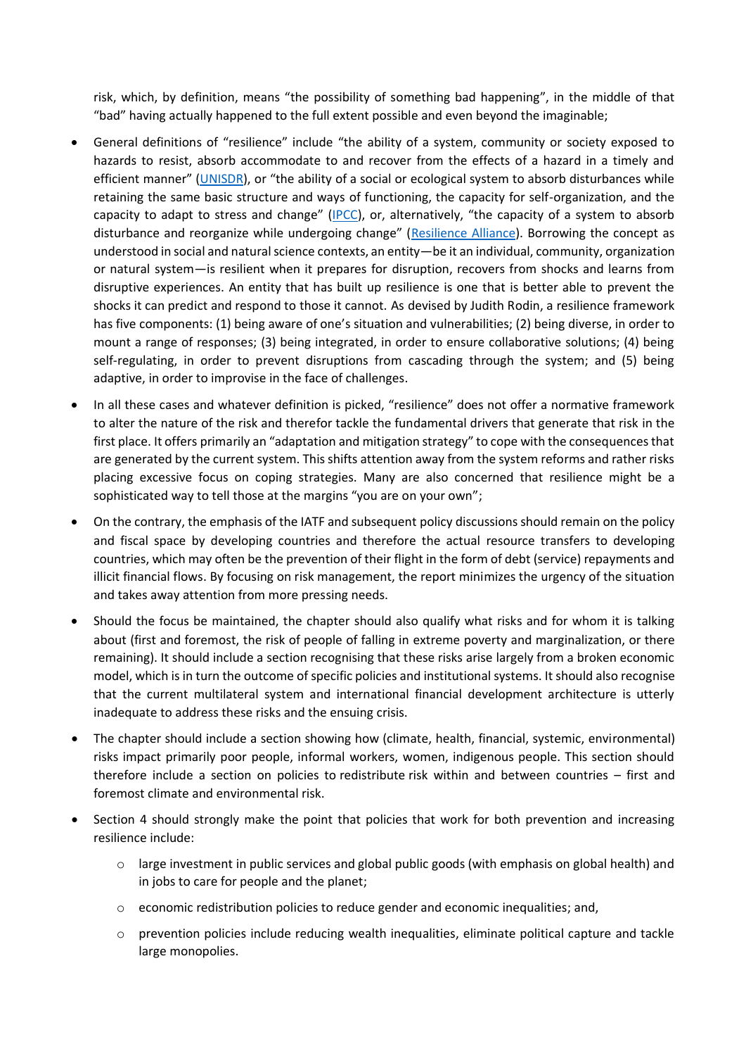risk, which, by definition, means "the possibility of something bad happening", in the middle of that "bad" having actually happened to the full extent possible and even beyond the imaginable;

- General definitions of "resilience" include "the ability of a system, community or society exposed to hazards to resist, absorb accommodate to and recover from the effects of a hazard in a timely and efficient manner" (UNISDR), or "the ability of a social or ecological system to absorb disturbances while retaining the same basic structure and ways of functioning, the capacity for self-organization, and the capacity to adapt to stress and change" (IPCC), or, alternatively, "the capacity of a system to absorb disturbance and reorganize while undergoing change" (Resilience Alliance). Borrowing the concept as understood in social and natural science contexts, an entity—be it an individual, community, organization or natural system—is resilient when it prepares for disruption, recovers from shocks and learns from disruptive experiences. An entity that has built up resilience is one that is better able to prevent the shocks it can predict and respond to those it cannot. As devised by Judith Rodin, a resilience framework has five components: (1) being aware of one's situation and vulnerabilities; (2) being diverse, in order to mount a range of responses; (3) being integrated, in order to ensure collaborative solutions; (4) being self-regulating, in order to prevent disruptions from cascading through the system; and (5) being adaptive, in order to improvise in the face of challenges.
- In all these cases and whatever definition is picked, "resilience" does not offer a normative framework to alter the nature of the risk and therefor tackle the fundamental drivers that generate that risk in the first place. It offers primarily an "adaptation and mitigation strategy" to cope with the consequences that are generated by the current system. This shifts attention away from the system reforms and rather risks placing excessive focus on coping strategies. Many are also concerned that resilience might be a sophisticated way to tell those at the margins "you are on your own";
- On the contrary, the emphasis of the IATF and subsequent policy discussions should remain on the policy and fiscal space by developing countries and therefore the actual resource transfers to developing countries, which may often be the prevention of their flight in the form of debt (service) repayments and illicit financial flows. By focusing on risk management, the report minimizes the urgency of the situation and takes away attention from more pressing needs.
- Should the focus be maintained, the chapter should also qualify what risks and for whom it is talking about (first and foremost, the risk of people of falling in extreme poverty and marginalization, or there remaining). It should include a section recognising that these risks arise largely from a broken economic model, which is in turn the outcome of specific policies and institutional systems. It should also recognise that the current multilateral system and international financial development architecture is utterly inadequate to address these risks and the ensuing crisis.
- The chapter should include a section showing how (climate, health, financial, systemic, environmental) risks impact primarily poor people, informal workers, women, indigenous people. This section should therefore include a section on policies to redistribute risk within and between countries – first and foremost climate and environmental risk.
- Section 4 should strongly make the point that policies that work for both prevention and increasing resilience include:
    - large investment in public services and global public goods (with emphasis on global health) and in jobs to care for people and the planet;
    - economic redistribution policies to reduce gender and economic inequalities; and,
    - prevention policies include reducing wealth inequalities, eliminate political capture and tackle large monopolies.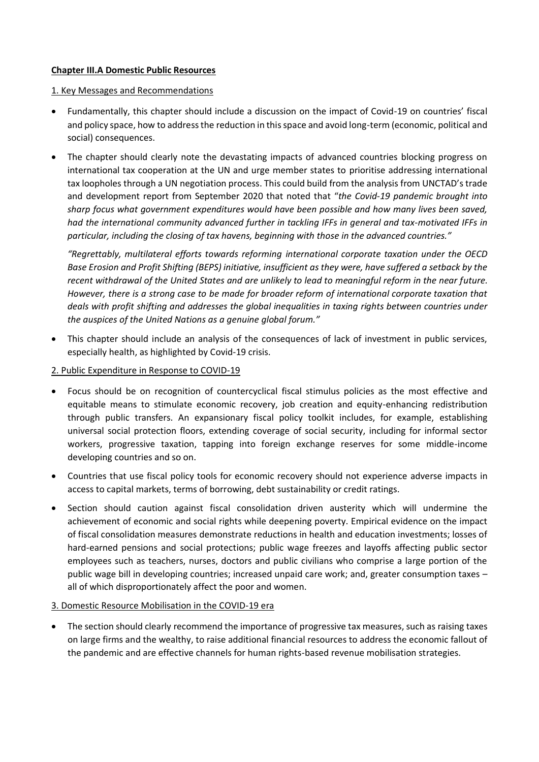**Chapter III.A Domestic Public Resources**

1. Key Messages and Recommendations

- Fundamentally, this chapter should include a discussion on the impact of Covid-19 on countries' fiscal and policy space, how to address the reduction in this space and avoid long-term (economic, political and social) consequences.
- The chapter should clearly note the devastating impacts of advanced countries blocking progress on international tax cooperation at the UN and urge member states to prioritise addressing international tax loopholes through a UN negotiation process. This could build from the analysis from UNCTAD's trade and development report from September 2020 that noted that "*the Covid-19 pandemic brought into sharp focus what government expenditures would have been possible and how many lives been saved, had the international community advanced further in tackling IFFs in general and tax-motivated IFFs in particular, including the closing of tax havens, beginning with those in the advanced countries.*"

  *"Regrettably, multilateral efforts towards reforming international corporate taxation under the OECD Base Erosion and Profit Shifting (BEPS) initiative, insufficient as they were, have suffered a setback by the recent withdrawal of the United States and are unlikely to lead to meaningful reform in the near future. However, there is a strong case to be made for broader reform of international corporate taxation that deals with profit shifting and addresses the global inequalities in taxing rights between countries under the auspices of the United Nations as a genuine global forum."*

- This chapter should include an analysis of the consequences of lack of investment in public services, especially health, as highlighted by Covid-19 crisis.

2. Public Expenditure in Response to COVID-19

- Focus should be on recognition of countercyclical fiscal stimulus policies as the most effective and equitable means to stimulate economic recovery, job creation and equity-enhancing redistribution through public transfers. An expansionary fiscal policy toolkit includes, for example, establishing universal social protection floors, extending coverage of social security, including for informal sector workers, progressive taxation, tapping into foreign exchange reserves for some middle-income developing countries and so on.
- Countries that use fiscal policy tools for economic recovery should not experience adverse impacts in access to capital markets, terms of borrowing, debt sustainability or credit ratings.
- Section should caution against fiscal consolidation driven austerity which will undermine the achievement of economic and social rights while deepening poverty. Empirical evidence on the impact of fiscal consolidation measures demonstrate reductions in health and education investments; losses of hard-earned pensions and social protections; public wage freezes and layoffs affecting public sector employees such as teachers, nurses, doctors and public civilians who comprise a large portion of the public wage bill in developing countries; increased unpaid care work; and, greater consumption taxes – all of which disproportionately affect the poor and women.

3. Domestic Resource Mobilisation in the COVID-19 era

- The section should clearly recommend the importance of progressive tax measures, such as raising taxes on large firms and the wealthy, to raise additional financial resources to address the economic fallout of the pandemic and are effective channels for human rights-based revenue mobilisation strategies.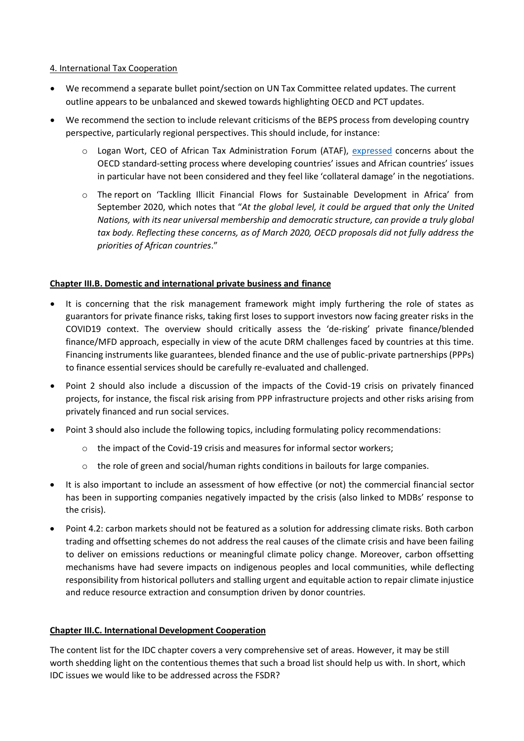4. International Tax Cooperation

- We recommend a separate bullet point/section on UN Tax Committee related updates. The current outline appears to be unbalanced and skewed towards highlighting OECD and PCT updates.
- We recommend the section to include relevant criticisms of the BEPS process from developing country perspective, particularly regional perspectives. This should include, for instance:
  - Logan Wort, CEO of African Tax Administration Forum (ATAF), expressed concerns about the OECD standard-setting process where developing countries' issues and African countries' issues in particular have not been considered and they feel like 'collateral damage' in the negotiations.
  - The report on 'Tackling Illicit Financial Flows for Sustainable Development in Africa' from September 2020, which notes that "*At the global level, it could be argued that only the United Nations, with its near universal membership and democratic structure, can provide a truly global tax body. Reflecting these concerns, as of March 2020, OECD proposals did not fully address the priorities of African countries*."

**Chapter III.B. Domestic and international private business and finance**

- It is concerning that the risk management framework might imply furthering the role of states as guarantors for private finance risks, taking first loses to support investors now facing greater risks in the COVID19 context. The overview should critically assess the 'de-risking' private finance/blended finance/MFD approach, especially in view of the acute DRM challenges faced by countries at this time. Financing instruments like guarantees, blended finance and the use of public-private partnerships (PPPs) to finance essential services should be carefully re-evaluated and challenged.
- Point 2 should also include a discussion of the impacts of the Covid-19 crisis on privately financed projects, for instance, the fiscal risk arising from PPP infrastructure projects and other risks arising from privately financed and run social services.
- Point 3 should also include the following topics, including formulating policy recommendations:
  - the impact of the Covid-19 crisis and measures for informal sector workers;
  - the role of green and social/human rights conditions in bailouts for large companies.
- It is also important to include an assessment of how effective (or not) the commercial financial sector has been in supporting companies negatively impacted by the crisis (also linked to MDBs' response to the crisis).
- Point 4.2: carbon markets should not be featured as a solution for addressing climate risks. Both carbon trading and offsetting schemes do not address the real causes of the climate crisis and have been failing to deliver on emissions reductions or meaningful climate policy change. Moreover, carbon offsetting mechanisms have had severe impacts on indigenous peoples and local communities, while deflecting responsibility from historical polluters and stalling urgent and equitable action to repair climate injustice and reduce resource extraction and consumption driven by donor countries.

**Chapter III.C. International Development Cooperation**

The content list for the IDC chapter covers a very comprehensive set of areas. However, it may be still worth shedding light on the contentious themes that such a broad list should help us with. In short, which IDC issues we would like to be addressed across the FSDR?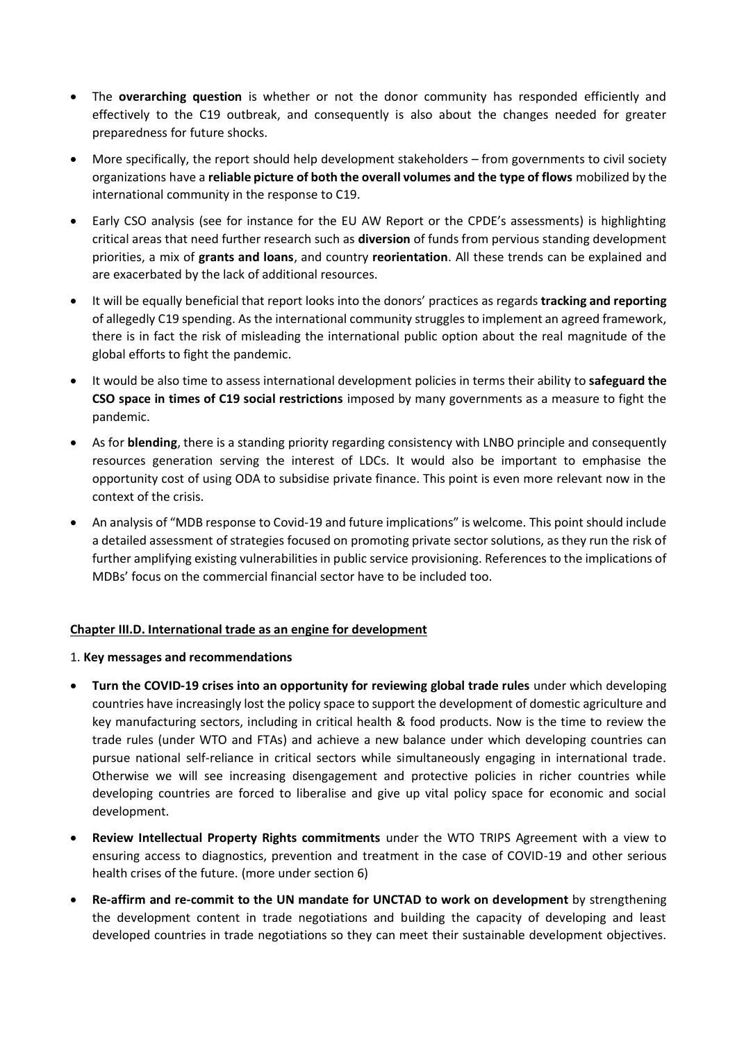- The **overarching question** is whether or not the donor community has responded efficiently and effectively to the C19 outbreak, and consequently is also about the changes needed for greater preparedness for future shocks.
- More specifically, the report should help development stakeholders – from governments to civil society organizations have a **reliable picture of both the overall volumes and the type of flows** mobilized by the international community in the response to C19.
- Early CSO analysis (see for instance for the EU AW Report or the CPDE's assessments) is highlighting critical areas that need further research such as **diversion** of funds from pervious standing development priorities, a mix of **grants and loans**, and country **reorientation**. All these trends can be explained and are exacerbated by the lack of additional resources.
- It will be equally beneficial that report looks into the donors' practices as regards **tracking and reporting** of allegedly C19 spending. As the international community struggles to implement an agreed framework, there is in fact the risk of misleading the international public option about the real magnitude of the global efforts to fight the pandemic.
- It would be also time to assess international development policies in terms their ability to **safeguard the CSO space in times of C19 social restrictions** imposed by many governments as a measure to fight the pandemic.
- As for **blending**, there is a standing priority regarding consistency with LNBO principle and consequently resources generation serving the interest of LDCs. It would also be important to emphasise the opportunity cost of using ODA to subsidise private finance. This point is even more relevant now in the context of the crisis.
- An analysis of "MDB response to Covid-19 and future implications" is welcome. This point should include a detailed assessment of strategies focused on promoting private sector solutions, as they run the risk of further amplifying existing vulnerabilities in public service provisioning. References to the implications of MDBs' focus on the commercial financial sector have to be included too.

## Chapter III.D. International trade as an engine for development

1. **Key messages and recommendations**

- **Turn the COVID-19 crises into an opportunity for reviewing global trade rules** under which developing countries have increasingly lost the policy space to support the development of domestic agriculture and key manufacturing sectors, including in critical health & food products. Now is the time to review the trade rules (under WTO and FTAs) and achieve a new balance under which developing countries can pursue national self-reliance in critical sectors while simultaneously engaging in international trade. Otherwise we will see increasing disengagement and protective policies in richer countries while developing countries are forced to liberalise and give up vital policy space for economic and social development.
- **Review Intellectual Property Rights commitments** under the WTO TRIPS Agreement with a view to ensuring access to diagnostics, prevention and treatment in the case of COVID-19 and other serious health crises of the future. (more under section 6)
- **Re-affirm and re-commit to the UN mandate for UNCTAD to work on development** by strengthening the development content in trade negotiations and building the capacity of developing and least developed countries in trade negotiations so they can meet their sustainable development objectives.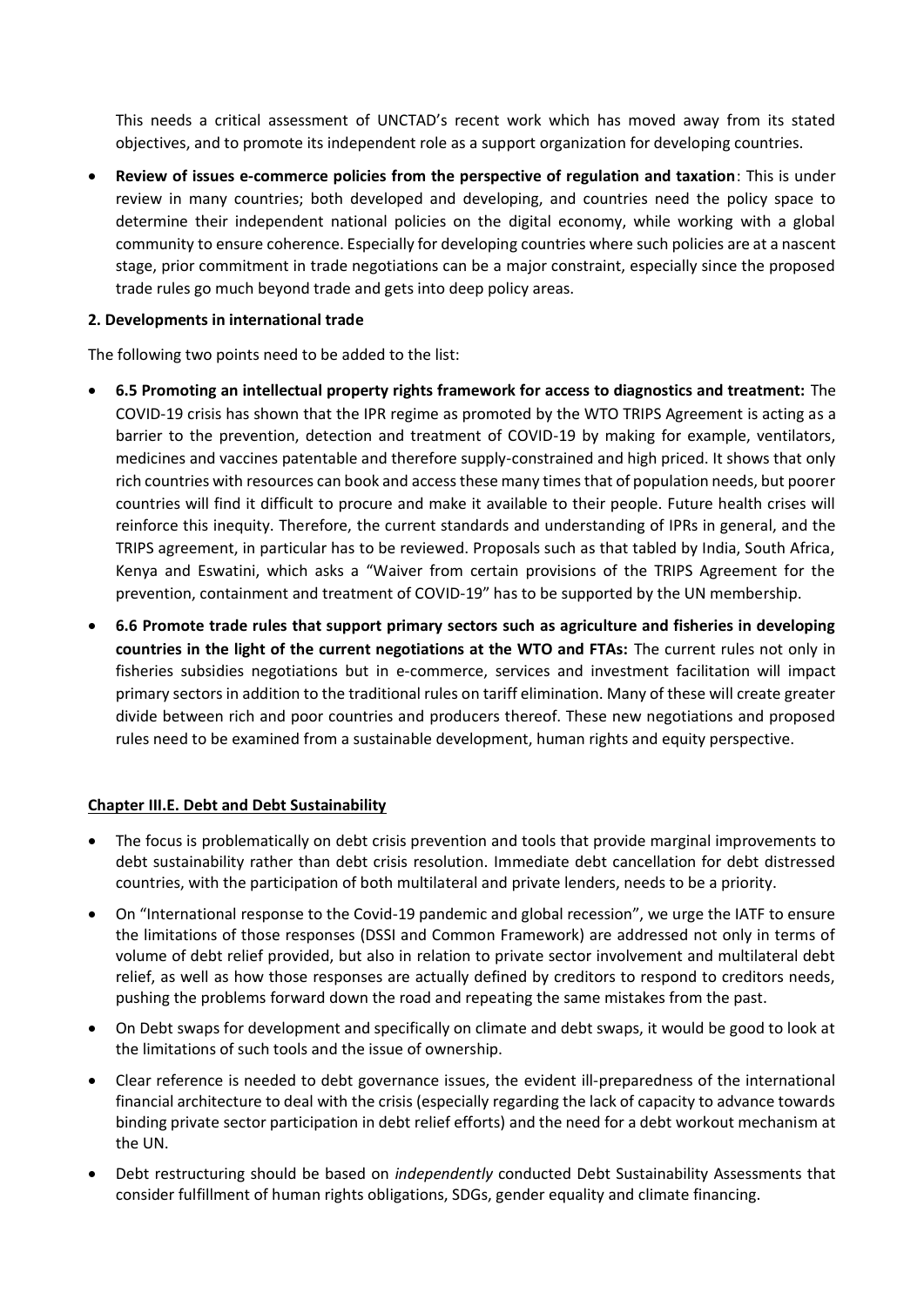This needs a critical assessment of UNCTAD's recent work which has moved away from its stated objectives, and to promote its independent role as a support organization for developing countries.

- **Review of issues e-commerce policies from the perspective of regulation and taxation**: This is under review in many countries; both developed and developing, and countries need the policy space to determine their independent national policies on the digital economy, while working with a global community to ensure coherence. Especially for developing countries where such policies are at a nascent stage, prior commitment in trade negotiations can be a major constraint, especially since the proposed trade rules go much beyond trade and gets into deep policy areas.

**2. Developments in international trade**

The following two points need to be added to the list:

- **6.5 Promoting an intellectual property rights framework for access to diagnostics and treatment:** The COVID-19 crisis has shown that the IPR regime as promoted by the WTO TRIPS Agreement is acting as a barrier to the prevention, detection and treatment of COVID-19 by making for example, ventilators, medicines and vaccines patentable and therefore supply-constrained and high priced. It shows that only rich countries with resources can book and access these many times that of population needs, but poorer countries will find it difficult to procure and make it available to their people. Future health crises will reinforce this inequity. Therefore, the current standards and understanding of IPRs in general, and the TRIPS agreement, in particular has to be reviewed. Proposals such as that tabled by India, South Africa, Kenya and Eswatini, which asks a "Waiver from certain provisions of the TRIPS Agreement for the prevention, containment and treatment of COVID-19" has to be supported by the UN membership.
- **6.6 Promote trade rules that support primary sectors such as agriculture and fisheries in developing countries in the light of the current negotiations at the WTO and FTAs:** The current rules not only in fisheries subsidies negotiations but in e-commerce, services and investment facilitation will impact primary sectors in addition to the traditional rules on tariff elimination. Many of these will create greater divide between rich and poor countries and producers thereof. These new negotiations and proposed rules need to be examined from a sustainable development, human rights and equity perspective.

**Chapter III.E. Debt and Debt Sustainability**

- The focus is problematically on debt crisis prevention and tools that provide marginal improvements to debt sustainability rather than debt crisis resolution. Immediate debt cancellation for debt distressed countries, with the participation of both multilateral and private lenders, needs to be a priority.
- On "International response to the Covid-19 pandemic and global recession", we urge the IATF to ensure the limitations of those responses (DSSI and Common Framework) are addressed not only in terms of volume of debt relief provided, but also in relation to private sector involvement and multilateral debt relief, as well as how those responses are actually defined by creditors to respond to creditors needs, pushing the problems forward down the road and repeating the same mistakes from the past.
- On Debt swaps for development and specifically on climate and debt swaps, it would be good to look at the limitations of such tools and the issue of ownership.
- Clear reference is needed to debt governance issues, the evident ill-preparedness of the international financial architecture to deal with the crisis (especially regarding the lack of capacity to advance towards binding private sector participation in debt relief efforts) and the need for a debt workout mechanism at the UN.
- Debt restructuring should be based on *independently* conducted Debt Sustainability Assessments that consider fulfillment of human rights obligations, SDGs, gender equality and climate financing.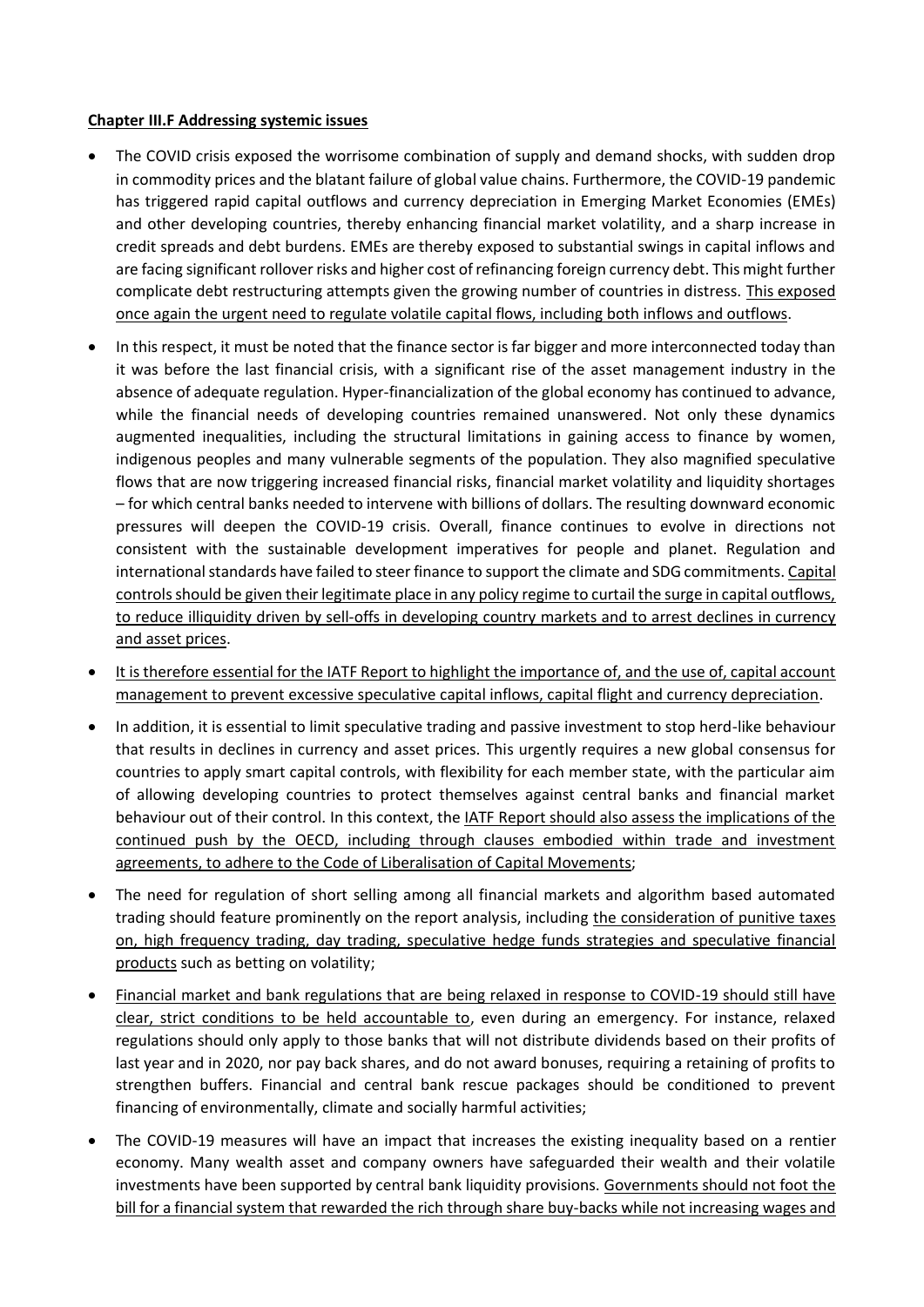**Chapter III.F Addressing systemic issues**

- The COVID crisis exposed the worrisome combination of supply and demand shocks, with sudden drop in commodity prices and the blatant failure of global value chains. Furthermore, the COVID-19 pandemic has triggered rapid capital outflows and currency depreciation in Emerging Market Economies (EMEs) and other developing countries, thereby enhancing financial market volatility, and a sharp increase in credit spreads and debt burdens. EMEs are thereby exposed to substantial swings in capital inflows and are facing significant rollover risks and higher cost of refinancing foreign currency debt. This might further complicate debt restructuring attempts given the growing number of countries in distress. This exposed once again the urgent need to regulate volatile capital flows, including both inflows and outflows.
- In this respect, it must be noted that the finance sector is far bigger and more interconnected today than it was before the last financial crisis, with a significant rise of the asset management industry in the absence of adequate regulation. Hyper-financialization of the global economy has continued to advance, while the financial needs of developing countries remained unanswered. Not only these dynamics augmented inequalities, including the structural limitations in gaining access to finance by women, indigenous peoples and many vulnerable segments of the population. They also magnified speculative flows that are now triggering increased financial risks, financial market volatility and liquidity shortages – for which central banks needed to intervene with billions of dollars. The resulting downward economic pressures will deepen the COVID-19 crisis. Overall, finance continues to evolve in directions not consistent with the sustainable development imperatives for people and planet. Regulation and international standards have failed to steer finance to support the climate and SDG commitments. Capital controls should be given their legitimate place in any policy regime to curtail the surge in capital outflows, to reduce illiquidity driven by sell-offs in developing country markets and to arrest declines in currency and asset prices.
- It is therefore essential for the IATF Report to highlight the importance of, and the use of, capital account management to prevent excessive speculative capital inflows, capital flight and currency depreciation.
- In addition, it is essential to limit speculative trading and passive investment to stop herd-like behaviour that results in declines in currency and asset prices. This urgently requires a new global consensus for countries to apply smart capital controls, with flexibility for each member state, with the particular aim of allowing developing countries to protect themselves against central banks and financial market behaviour out of their control. In this context, the IATF Report should also assess the implications of the continued push by the OECD, including through clauses embodied within trade and investment agreements, to adhere to the Code of Liberalisation of Capital Movements;
- The need for regulation of short selling among all financial markets and algorithm based automated trading should feature prominently on the report analysis, including the consideration of punitive taxes on, high frequency trading, day trading, speculative hedge funds strategies and speculative financial products such as betting on volatility;
- Financial market and bank regulations that are being relaxed in response to COVID-19 should still have clear, strict conditions to be held accountable to, even during an emergency. For instance, relaxed regulations should only apply to those banks that will not distribute dividends based on their profits of last year and in 2020, nor pay back shares, and do not award bonuses, requiring a retaining of profits to strengthen buffers. Financial and central bank rescue packages should be conditioned to prevent financing of environmentally, climate and socially harmful activities;
- The COVID-19 measures will have an impact that increases the existing inequality based on a rentier economy. Many wealth asset and company owners have safeguarded their wealth and their volatile investments have been supported by central bank liquidity provisions. Governments should not foot the bill for a financial system that rewarded the rich through share buy-backs while not increasing wages and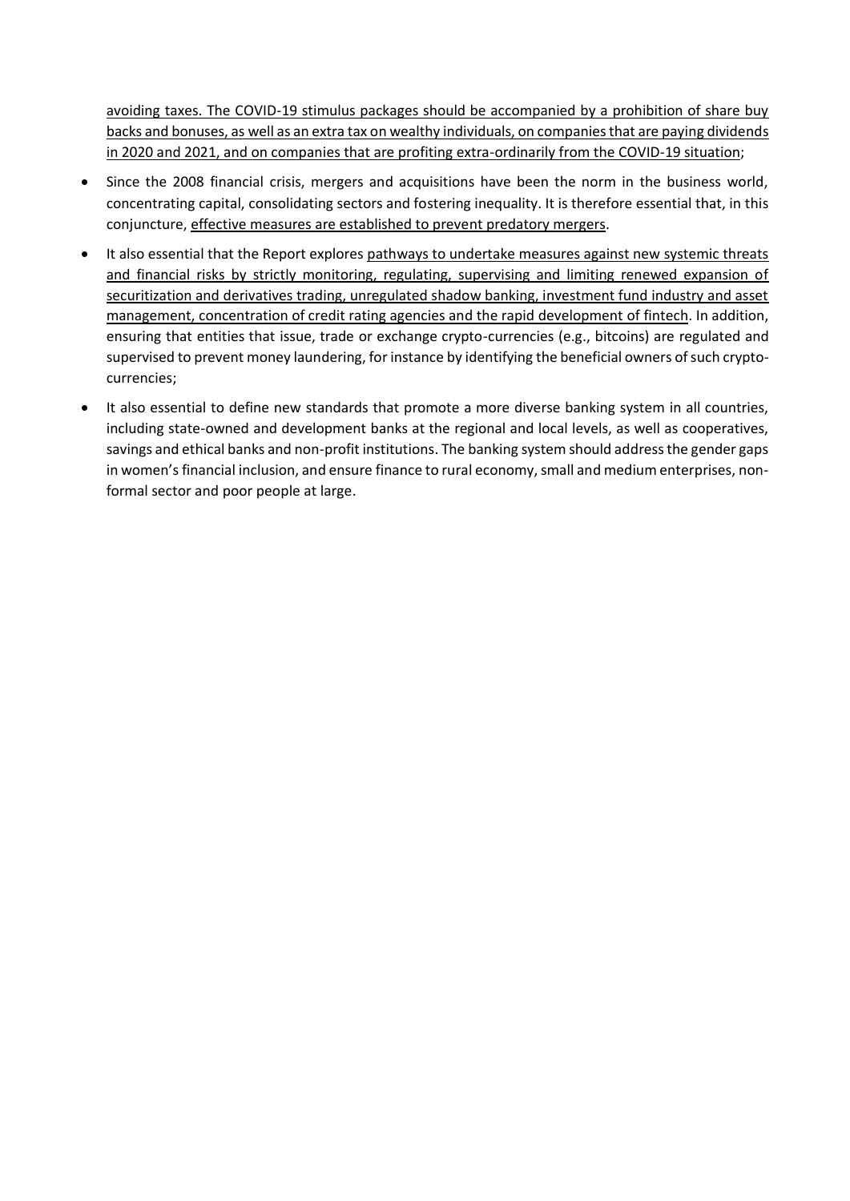avoiding taxes. The COVID-19 stimulus packages should be accompanied by a prohibition of share buy backs and bonuses, as well as an extra tax on wealthy individuals, on companies that are paying dividends in 2020 and 2021, and on companies that are profiting extra-ordinarily from the COVID-19 situation;

- Since the 2008 financial crisis, mergers and acquisitions have been the norm in the business world, concentrating capital, consolidating sectors and fostering inequality. It is therefore essential that, in this conjuncture, effective measures are established to prevent predatory mergers.
- It also essential that the Report explores pathways to undertake measures against new systemic threats and financial risks by strictly monitoring, regulating, supervising and limiting renewed expansion of securitization and derivatives trading, unregulated shadow banking, investment fund industry and asset management, concentration of credit rating agencies and the rapid development of fintech. In addition, ensuring that entities that issue, trade or exchange crypto-currencies (e.g., bitcoins) are regulated and supervised to prevent money laundering, for instance by identifying the beneficial owners of such crypto-currencies;
- It also essential to define new standards that promote a more diverse banking system in all countries, including state-owned and development banks at the regional and local levels, as well as cooperatives, savings and ethical banks and non-profit institutions. The banking system should address the gender gaps in women's financial inclusion, and ensure finance to rural economy, small and medium enterprises, non-formal sector and poor people at large.